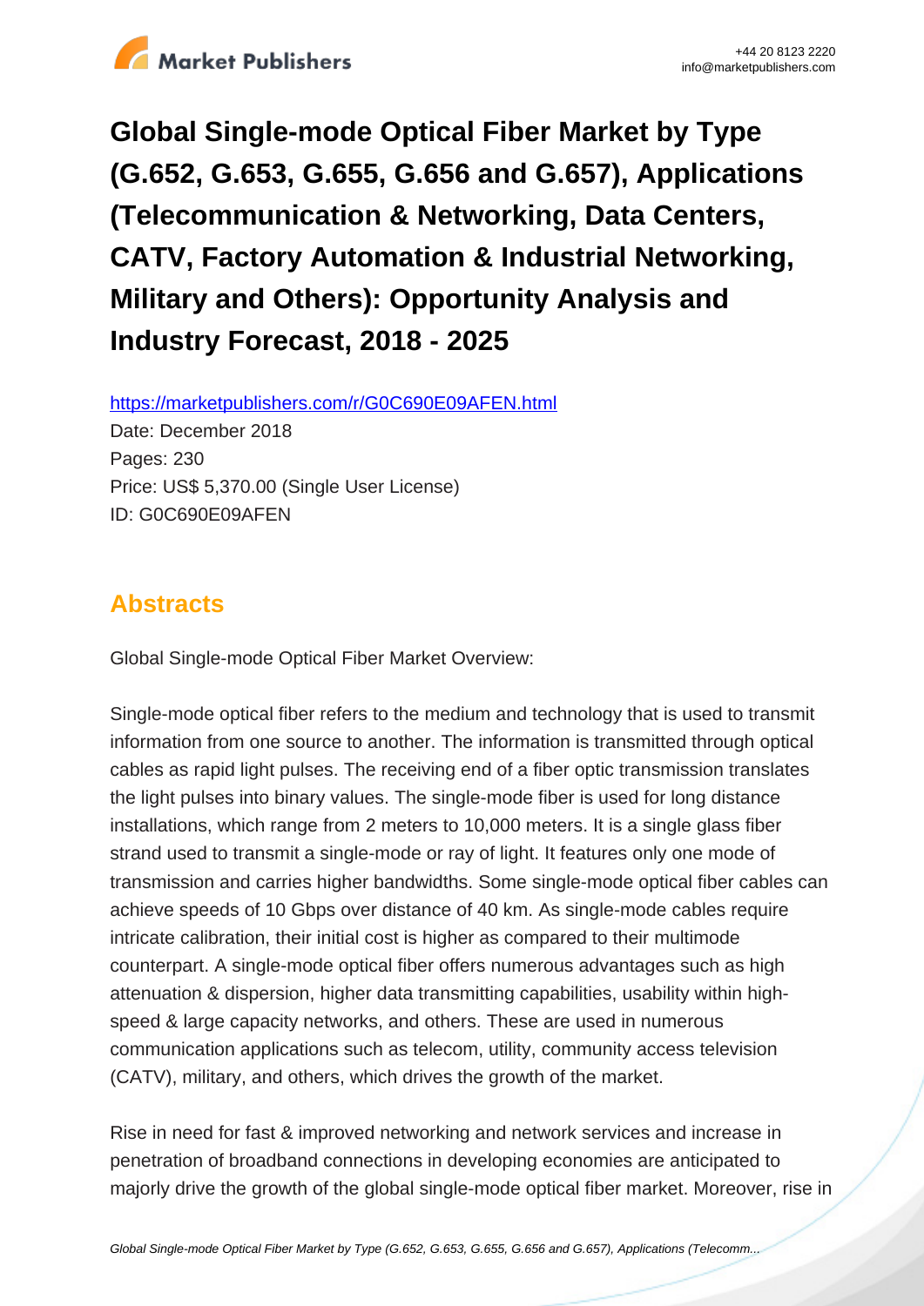# Global Single-mode Optical Fiber Market by Type (G.652, G.653, G.655, G.656 and G.657), Applications (Telecommunication & Networking, Data Centers, CATV, Factory Automation & Industrial Networking, Military and Others): Opportunity Analysis and Industry Forecast, 2018 - 2025

https://marketpublishers.com/r/G0C690E09AFEN.html

Date: December 2018

Pages: 230

Price: US$ 5,370.00 (Single User License)

ID: G0C690E09AFEN

## Abstracts

Global Single-mode Optical Fiber Market Overview:

Single-mode optical fiber refers to the medium and technology that is used to transmit information from one source to another. The information is transmitted through optical cables as rapid light pulses. The receiving end of a fiber optic transmission translates the light pulses into binary values. The single-mode fiber is used for long distance installations, which range from 2 meters to 10,000 meters. It is a single glass fiber strand used to transmit a single-mode or ray of light. It features only one mode of transmission and carries higher bandwidths. Some single-mode optical fiber cables can achieve speeds of 10 Gbps over distance of 40 km. As single-mode cables require intricate calibration, their initial cost is higher as compared to their multimode counterpart. A single-mode optical fiber offers numerous advantages such as high attenuation & dispersion, higher data transmitting capabilities, usability within high-speed & large capacity networks, and others. These are used in numerous communication applications such as telecom, utility, community access television (CATV), military, and others, which drives the growth of the market.

Rise in need for fast & improved networking and network services and increase in penetration of broadband connections in developing economies are anticipated to majorly drive the growth of the global single-mode optical fiber market. Moreover, rise in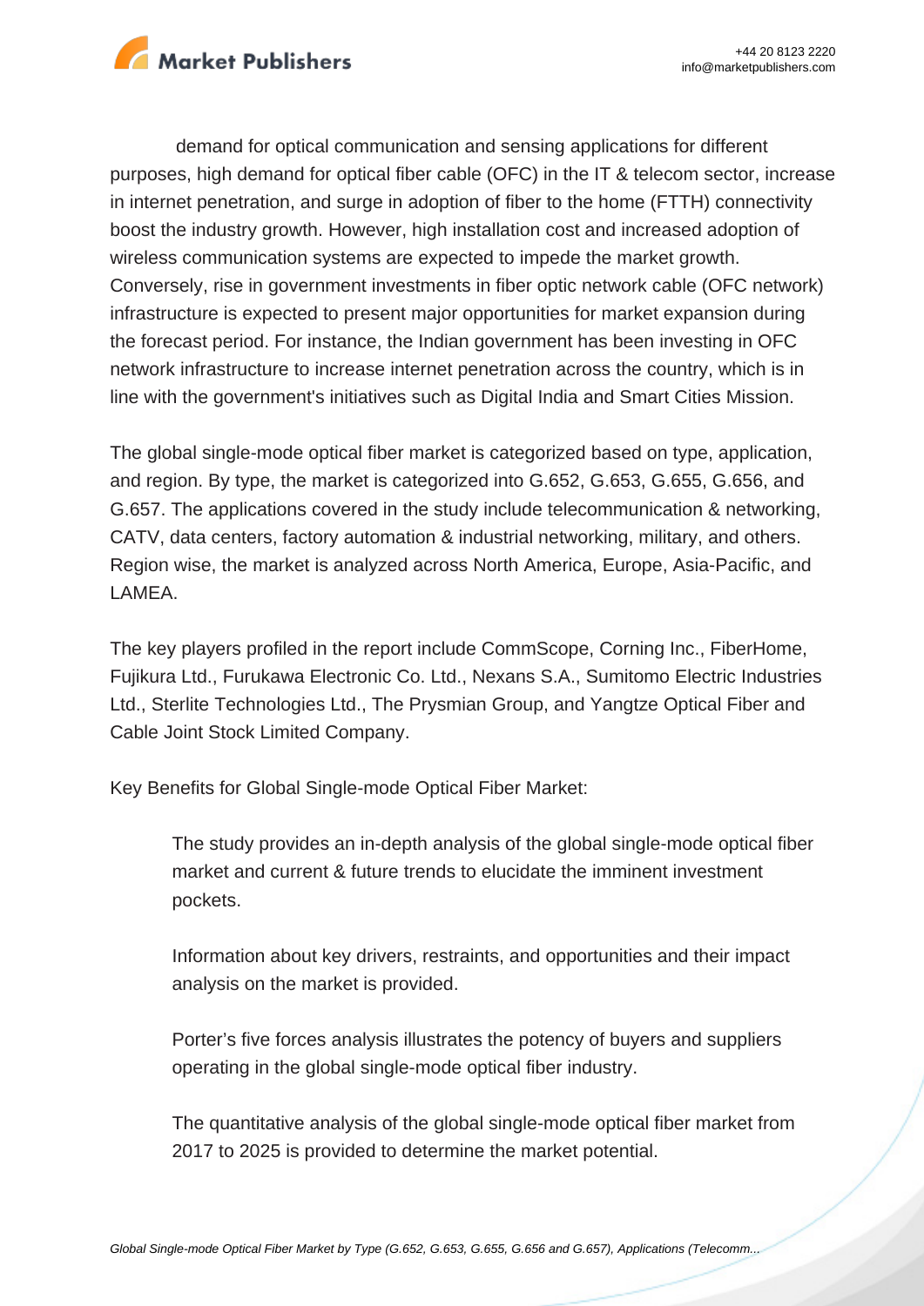demand for optical communication and sensing applications for different purposes, high demand for optical fiber cable (OFC) in the IT & telecom sector, increase in internet penetration, and surge in adoption of fiber to the home (FTTH) connectivity boost the industry growth. However, high installation cost and increased adoption of wireless communication systems are expected to impede the market growth. Conversely, rise in government investments in fiber optic network cable (OFC network) infrastructure is expected to present major opportunities for market expansion during the forecast period. For instance, the Indian government has been investing in OFC network infrastructure to increase internet penetration across the country, which is in line with the government's initiatives such as Digital India and Smart Cities Mission.

The global single-mode optical fiber market is categorized based on type, application, and region. By type, the market is categorized into G.652, G.653, G.655, G.656, and G.657. The applications covered in the study include telecommunication & networking, CATV, data centers, factory automation & industrial networking, military, and others. Region wise, the market is analyzed across North America, Europe, Asia-Pacific, and LAMEA.

The key players profiled in the report include CommScope, Corning Inc., FiberHome, Fujikura Ltd., Furukawa Electronic Co. Ltd., Nexans S.A., Sumitomo Electric Industries Ltd., Sterlite Technologies Ltd., The Prysmian Group, and Yangtze Optical Fiber and Cable Joint Stock Limited Company.

Key Benefits for Global Single-mode Optical Fiber Market:

- The study provides an in-depth analysis of the global single-mode optical fiber market and current & future trends to elucidate the imminent investment pockets.
- Information about key drivers, restraints, and opportunities and their impact analysis on the market is provided.
- Porter's five forces analysis illustrates the potency of buyers and suppliers operating in the global single-mode optical fiber industry.
- The quantitative analysis of the global single-mode optical fiber market from 2017 to 2025 is provided to determine the market potential.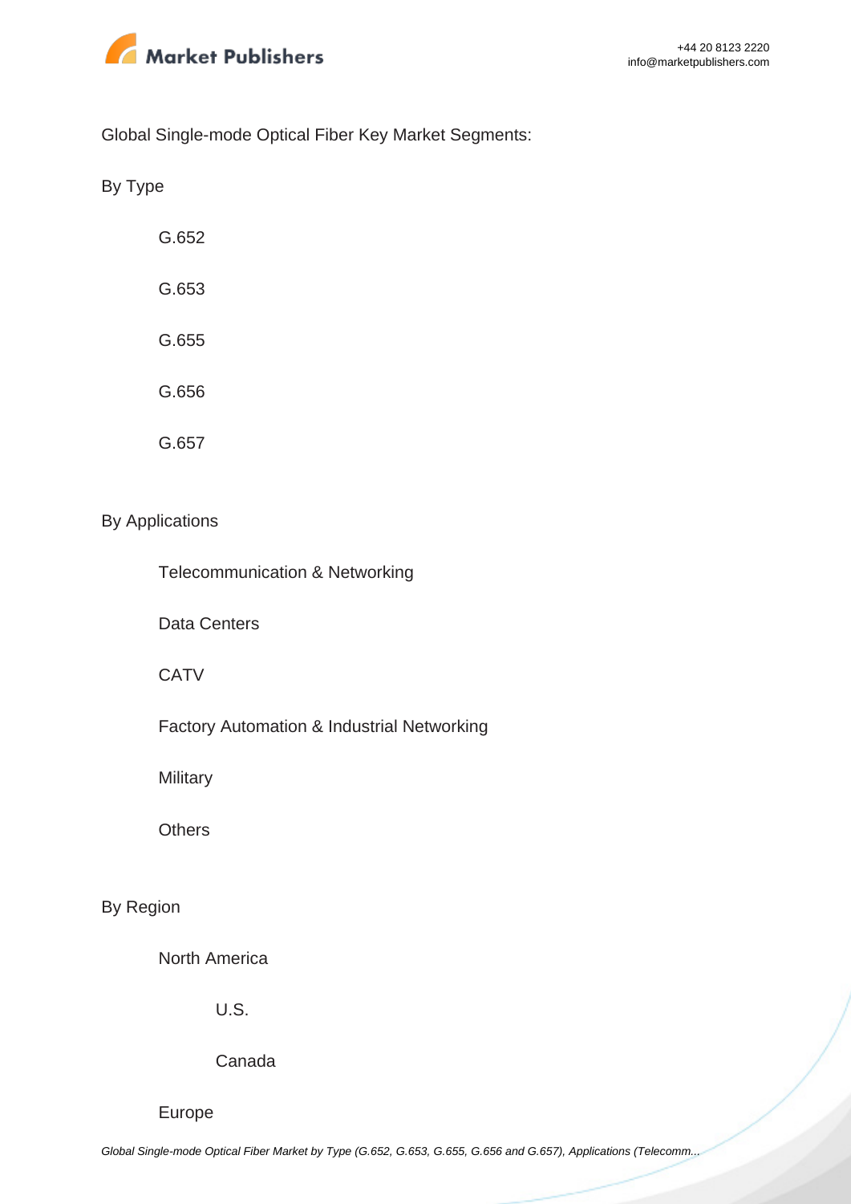Global Single-mode Optical Fiber Key Market Segments:

By Type

- G.652
- G.653
- G.655
- G.656
- G.657

By Applications

- Telecommunication & Networking
- Data Centers
- CATV
- Factory Automation & Industrial Networking
- Military
- Others

By Region

- North America
  - U.S.
  - Canada
- Europe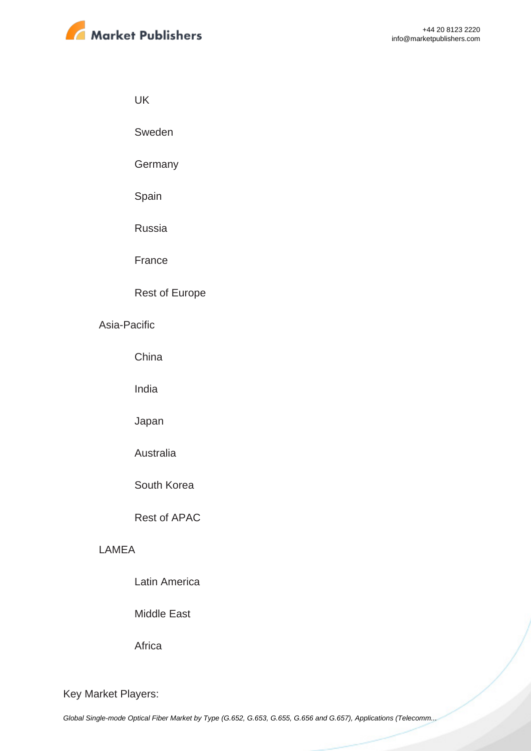- UK
- Sweden
- Germany
- Spain
- Russia
- France
- Rest of Europe

Asia-Pacific

- China
- India
- Japan
- Australia
- South Korea
- Rest of APAC

LAMEA

- Latin America
- Middle East
- Africa

Key Market Players: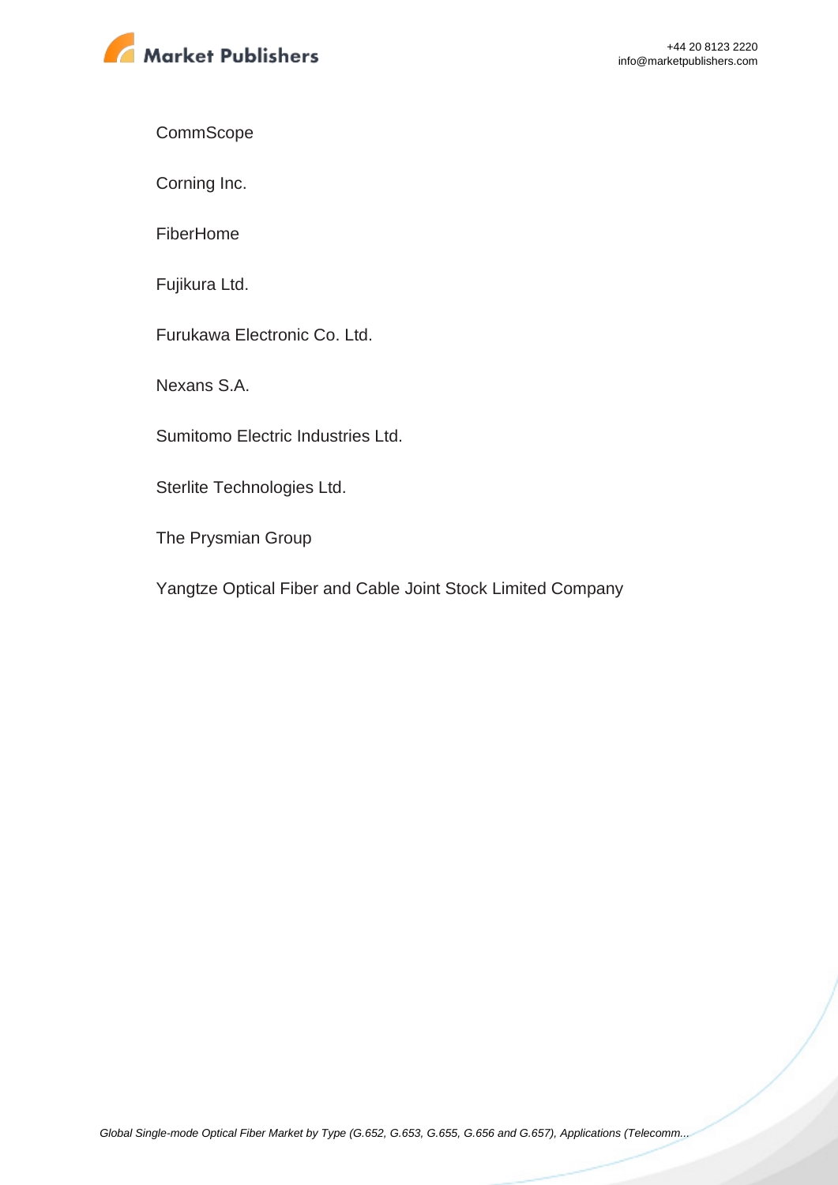CommScope

Corning Inc.

FiberHome

Fujikura Ltd.

Furukawa Electronic Co. Ltd.

Nexans S.A.

Sumitomo Electric Industries Ltd.

Sterlite Technologies Ltd.

The Prysmian Group

Yangtze Optical Fiber and Cable Joint Stock Limited Company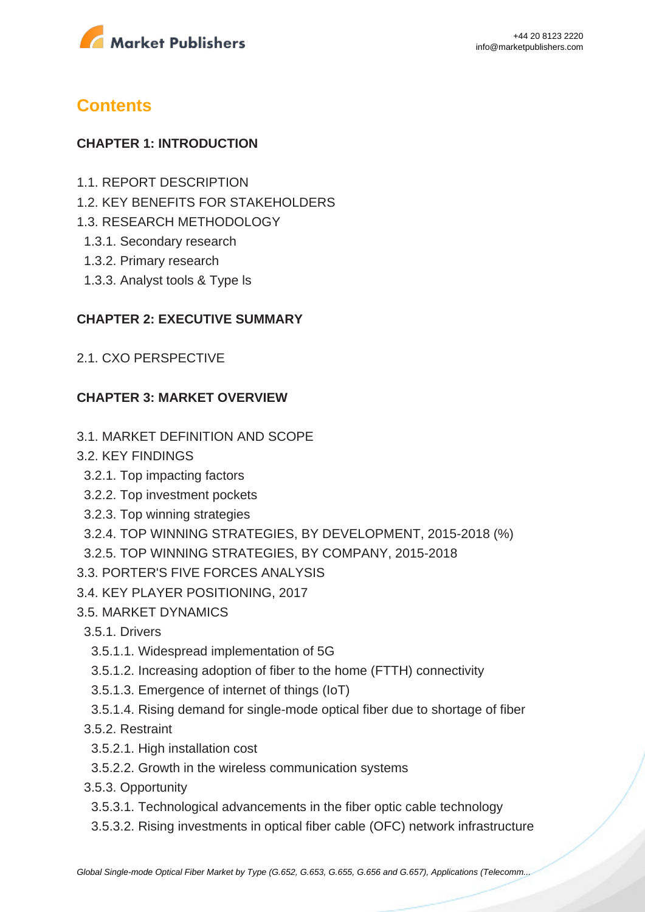# Contents

## CHAPTER 1: INTRODUCTION

1.1. REPORT DESCRIPTION
1.2. KEY BENEFITS FOR STAKEHOLDERS
1.3. RESEARCH METHODOLOGY
  1.3.1. Secondary research
  1.3.2. Primary research
  1.3.3. Analyst tools & Type ls

## CHAPTER 2: EXECUTIVE SUMMARY

2.1. CXO PERSPECTIVE

## CHAPTER 3: MARKET OVERVIEW

3.1. MARKET DEFINITION AND SCOPE
3.2. KEY FINDINGS
  3.2.1. Top impacting factors
  3.2.2. Top investment pockets
  3.2.3. Top winning strategies
  3.2.4. TOP WINNING STRATEGIES, BY DEVELOPMENT, 2015-2018 (%)
  3.2.5. TOP WINNING STRATEGIES, BY COMPANY, 2015-2018
3.3. PORTER'S FIVE FORCES ANALYSIS
3.4. KEY PLAYER POSITIONING, 2017
3.5. MARKET DYNAMICS
  3.5.1. Drivers
    3.5.1.1. Widespread implementation of 5G
    3.5.1.2. Increasing adoption of fiber to the home (FTTH) connectivity
    3.5.1.3. Emergence of internet of things (IoT)
    3.5.1.4. Rising demand for single-mode optical fiber due to shortage of fiber
  3.5.2. Restraint
    3.5.2.1. High installation cost
    3.5.2.2. Growth in the wireless communication systems
  3.5.3. Opportunity
    3.5.3.1. Technological advancements in the fiber optic cable technology
    3.5.3.2. Rising investments in optical fiber cable (OFC) network infrastructure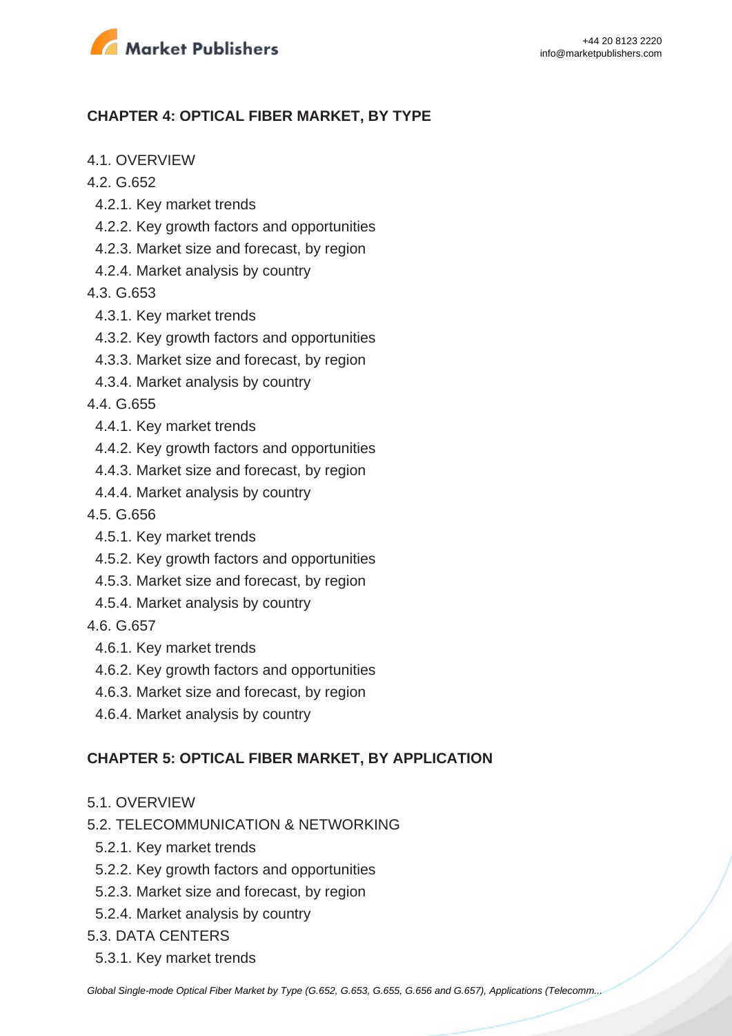## CHAPTER 4: OPTICAL FIBER MARKET, BY TYPE

4.1. OVERVIEW

4.2. G.652

- 4.2.1. Key market trends
- 4.2.2. Key growth factors and opportunities
- 4.2.3. Market size and forecast, by region
- 4.2.4. Market analysis by country

4.3. G.653

- 4.3.1. Key market trends
- 4.3.2. Key growth factors and opportunities
- 4.3.3. Market size and forecast, by region
- 4.3.4. Market analysis by country

4.4. G.655

- 4.4.1. Key market trends
- 4.4.2. Key growth factors and opportunities
- 4.4.3. Market size and forecast, by region
- 4.4.4. Market analysis by country

4.5. G.656

- 4.5.1. Key market trends
- 4.5.2. Key growth factors and opportunities
- 4.5.3. Market size and forecast, by region
- 4.5.4. Market analysis by country

4.6. G.657

- 4.6.1. Key market trends
- 4.6.2. Key growth factors and opportunities
- 4.6.3. Market size and forecast, by region
- 4.6.4. Market analysis by country

## CHAPTER 5: OPTICAL FIBER MARKET, BY APPLICATION

5.1. OVERVIEW

5.2. TELECOMMUNICATION & NETWORKING

- 5.2.1. Key market trends
- 5.2.2. Key growth factors and opportunities
- 5.2.3. Market size and forecast, by region
- 5.2.4. Market analysis by country

5.3. DATA CENTERS

- 5.3.1. Key market trends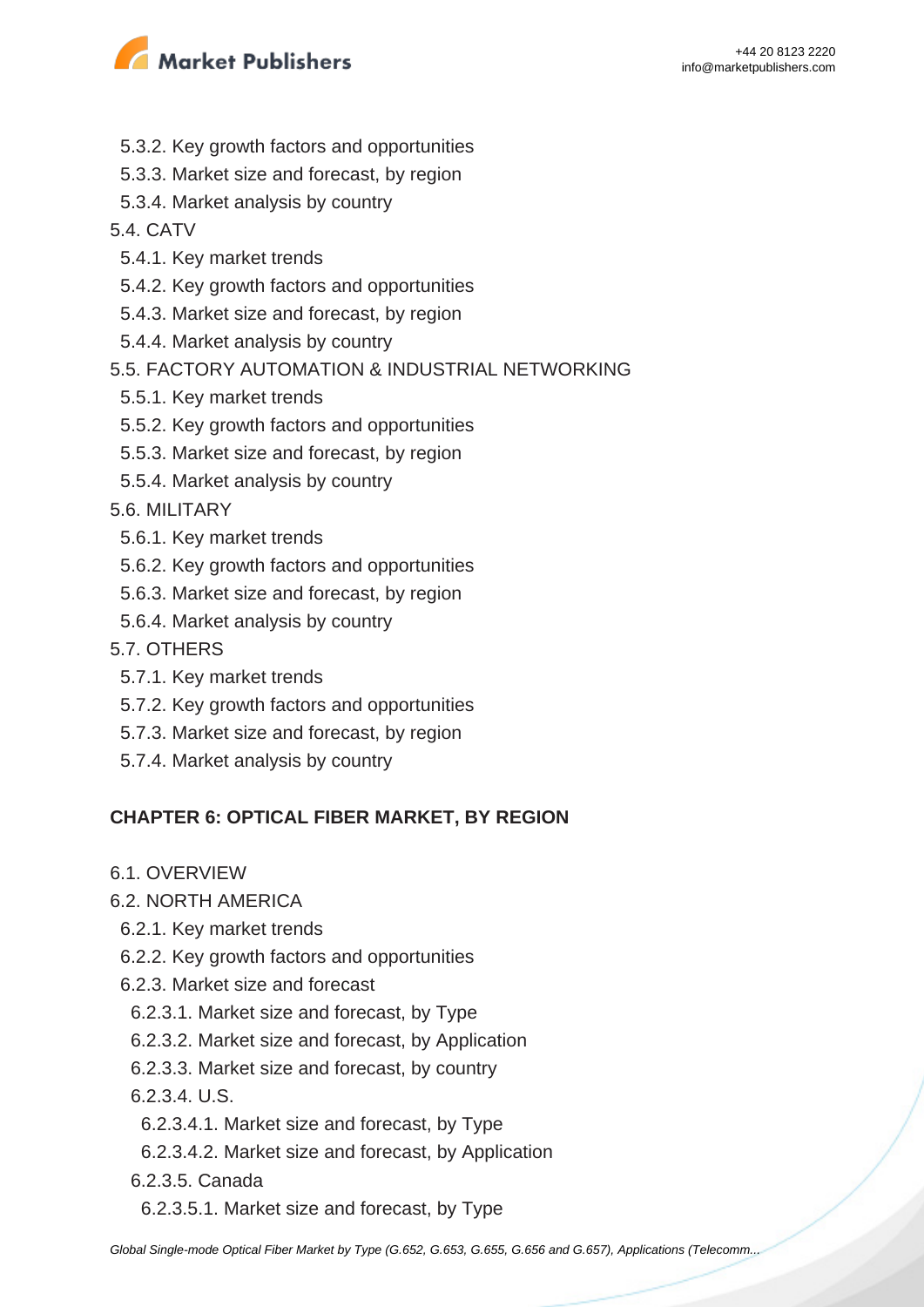5.3.2. Key growth factors and opportunities
5.3.3. Market size and forecast, by region
5.3.4. Market analysis by country

5.4. CATV
5.4.1. Key market trends
5.4.2. Key growth factors and opportunities
5.4.3. Market size and forecast, by region
5.4.4. Market analysis by country

5.5. FACTORY AUTOMATION & INDUSTRIAL NETWORKING
5.5.1. Key market trends
5.5.2. Key growth factors and opportunities
5.5.3. Market size and forecast, by region
5.5.4. Market analysis by country

5.6. MILITARY
5.6.1. Key market trends
5.6.2. Key growth factors and opportunities
5.6.3. Market size and forecast, by region
5.6.4. Market analysis by country

5.7. OTHERS
5.7.1. Key market trends
5.7.2. Key growth factors and opportunities
5.7.3. Market size and forecast, by region
5.7.4. Market analysis by country

**CHAPTER 6: OPTICAL FIBER MARKET, BY REGION**

6.1. OVERVIEW
6.2. NORTH AMERICA
6.2.1. Key market trends
6.2.2. Key growth factors and opportunities
6.2.3. Market size and forecast
6.2.3.1. Market size and forecast, by Type
6.2.3.2. Market size and forecast, by Application
6.2.3.3. Market size and forecast, by country
6.2.3.4. U.S.
6.2.3.4.1. Market size and forecast, by Type
6.2.3.4.2. Market size and forecast, by Application
6.2.3.5. Canada
6.2.3.5.1. Market size and forecast, by Type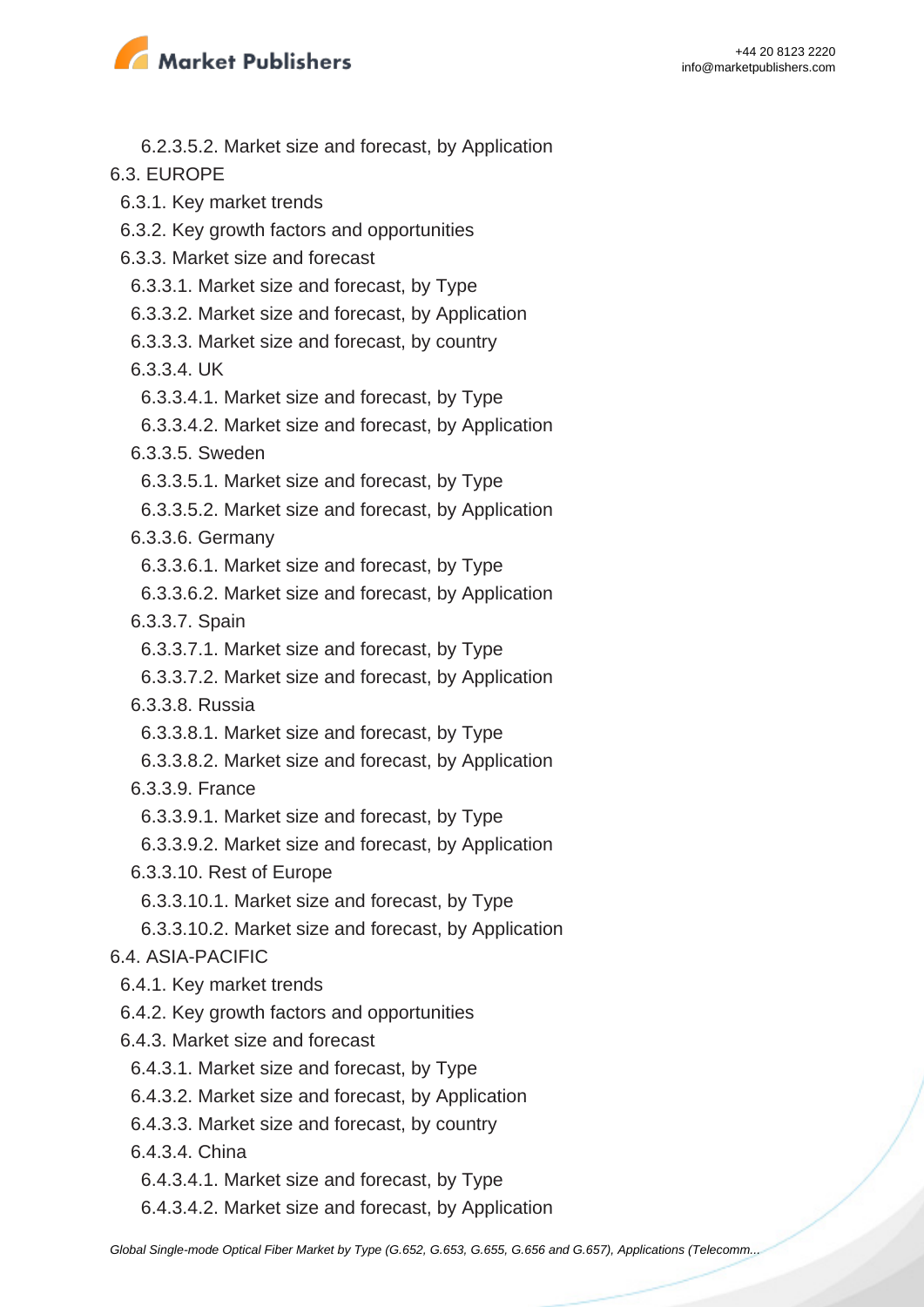6.2.3.5.2. Market size and forecast, by Application

6.3. EUROPE

6.3.1. Key market trends

6.3.2. Key growth factors and opportunities

6.3.3. Market size and forecast

6.3.3.1. Market size and forecast, by Type

6.3.3.2. Market size and forecast, by Application

6.3.3.3. Market size and forecast, by country

6.3.3.4. UK

6.3.3.4.1. Market size and forecast, by Type

6.3.3.4.2. Market size and forecast, by Application

6.3.3.5. Sweden

6.3.3.5.1. Market size and forecast, by Type

6.3.3.5.2. Market size and forecast, by Application

6.3.3.6. Germany

6.3.3.6.1. Market size and forecast, by Type

6.3.3.6.2. Market size and forecast, by Application

6.3.3.7. Spain

6.3.3.7.1. Market size and forecast, by Type

6.3.3.7.2. Market size and forecast, by Application

6.3.3.8. Russia

6.3.3.8.1. Market size and forecast, by Type

6.3.3.8.2. Market size and forecast, by Application

6.3.3.9. France

6.3.3.9.1. Market size and forecast, by Type

6.3.3.9.2. Market size and forecast, by Application

6.3.3.10. Rest of Europe

6.3.3.10.1. Market size and forecast, by Type

6.3.3.10.2. Market size and forecast, by Application

6.4. ASIA-PACIFIC

6.4.1. Key market trends

6.4.2. Key growth factors and opportunities

6.4.3. Market size and forecast

6.4.3.1. Market size and forecast, by Type

6.4.3.2. Market size and forecast, by Application

6.4.3.3. Market size and forecast, by country

6.4.3.4. China

6.4.3.4.1. Market size and forecast, by Type

6.4.3.4.2. Market size and forecast, by Application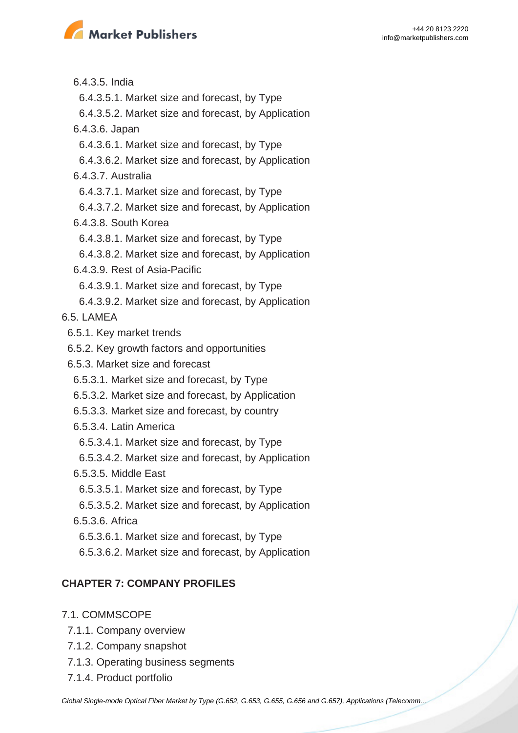6.4.3.5. India

6.4.3.5.1. Market size and forecast, by Type

6.4.3.5.2. Market size and forecast, by Application

6.4.3.6. Japan

6.4.3.6.1. Market size and forecast, by Type

6.4.3.6.2. Market size and forecast, by Application

6.4.3.7. Australia

6.4.3.7.1. Market size and forecast, by Type

6.4.3.7.2. Market size and forecast, by Application

6.4.3.8. South Korea

6.4.3.8.1. Market size and forecast, by Type

6.4.3.8.2. Market size and forecast, by Application

6.4.3.9. Rest of Asia-Pacific

6.4.3.9.1. Market size and forecast, by Type

6.4.3.9.2. Market size and forecast, by Application

6.5. LAMEA

6.5.1. Key market trends

6.5.2. Key growth factors and opportunities

6.5.3. Market size and forecast

6.5.3.1. Market size and forecast, by Type

6.5.3.2. Market size and forecast, by Application

6.5.3.3. Market size and forecast, by country

6.5.3.4. Latin America

6.5.3.4.1. Market size and forecast, by Type

6.5.3.4.2. Market size and forecast, by Application

6.5.3.5. Middle East

6.5.3.5.1. Market size and forecast, by Type

6.5.3.5.2. Market size and forecast, by Application

6.5.3.6. Africa

6.5.3.6.1. Market size and forecast, by Type

6.5.3.6.2. Market size and forecast, by Application

## CHAPTER 7: COMPANY PROFILES

7.1. COMMSCOPE

7.1.1. Company overview

7.1.2. Company snapshot

7.1.3. Operating business segments

7.1.4. Product portfolio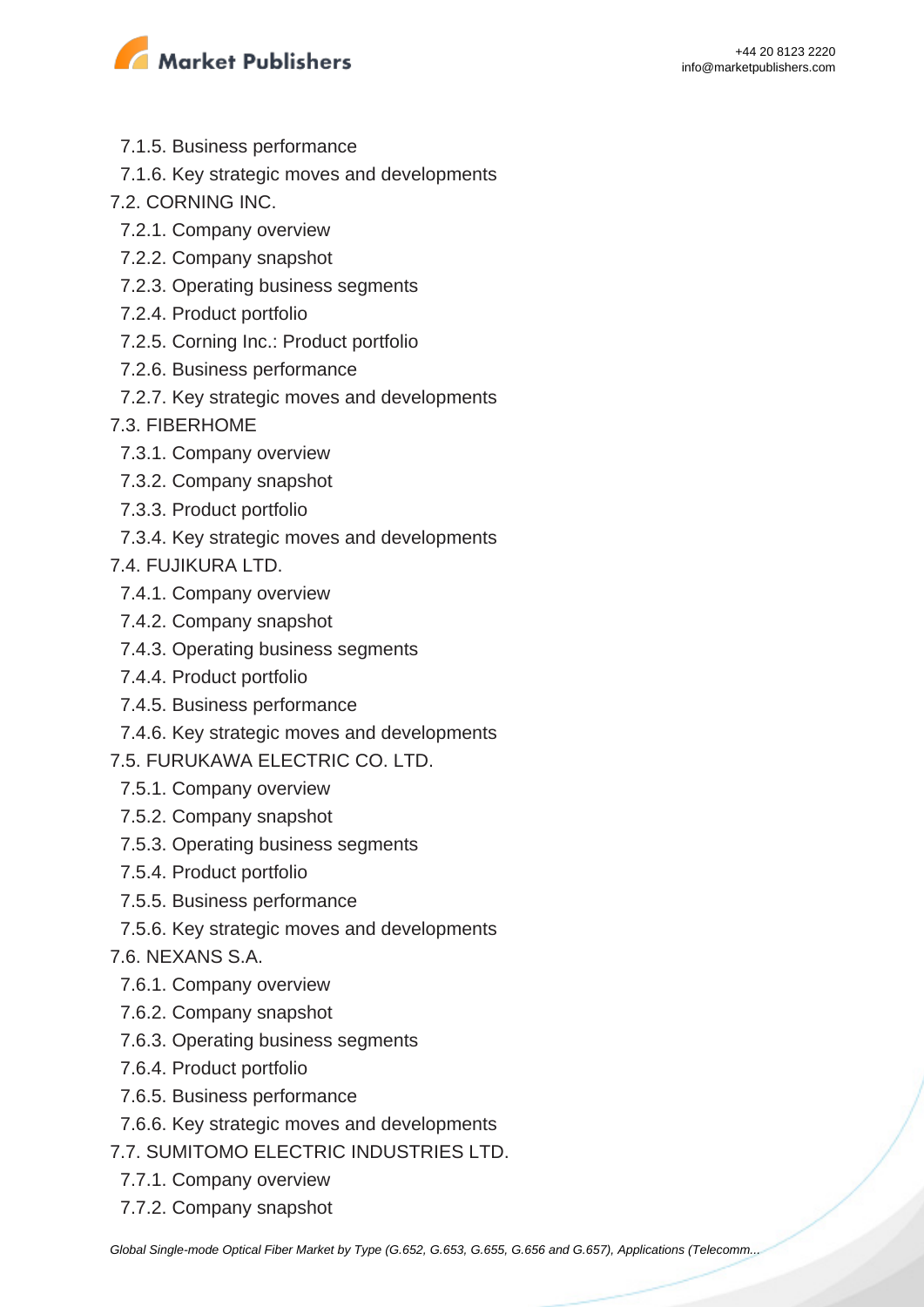7.1.5. Business performance
7.1.6. Key strategic moves and developments
7.2. CORNING INC.
7.2.1. Company overview
7.2.2. Company snapshot
7.2.3. Operating business segments
7.2.4. Product portfolio
7.2.5. Corning Inc.: Product portfolio
7.2.6. Business performance
7.2.7. Key strategic moves and developments
7.3. FIBERHOME
7.3.1. Company overview
7.3.2. Company snapshot
7.3.3. Product portfolio
7.3.4. Key strategic moves and developments
7.4. FUJIKURA LTD.
7.4.1. Company overview
7.4.2. Company snapshot
7.4.3. Operating business segments
7.4.4. Product portfolio
7.4.5. Business performance
7.4.6. Key strategic moves and developments
7.5. FURUKAWA ELECTRIC CO. LTD.
7.5.1. Company overview
7.5.2. Company snapshot
7.5.3. Operating business segments
7.5.4. Product portfolio
7.5.5. Business performance
7.5.6. Key strategic moves and developments
7.6. NEXANS S.A.
7.6.1. Company overview
7.6.2. Company snapshot
7.6.3. Operating business segments
7.6.4. Product portfolio
7.6.5. Business performance
7.6.6. Key strategic moves and developments
7.7. SUMITOMO ELECTRIC INDUSTRIES LTD.
7.7.1. Company overview
7.7.2. Company snapshot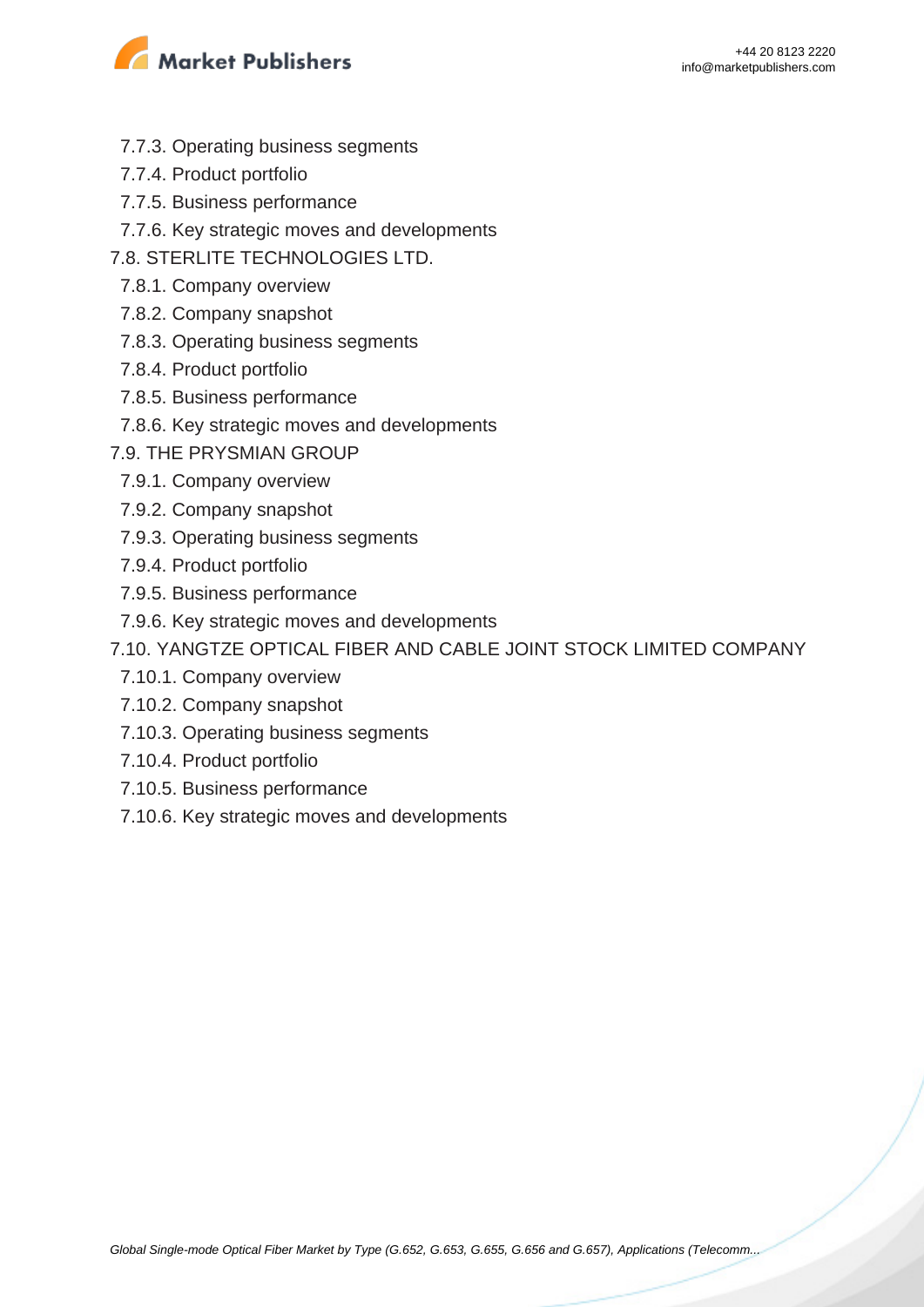7.7.3. Operating business segments
7.7.4. Product portfolio
7.7.5. Business performance
7.7.6. Key strategic moves and developments

7.8. STERLITE TECHNOLOGIES LTD.
7.8.1. Company overview
7.8.2. Company snapshot
7.8.3. Operating business segments
7.8.4. Product portfolio
7.8.5. Business performance
7.8.6. Key strategic moves and developments

7.9. THE PRYSMIAN GROUP
7.9.1. Company overview
7.9.2. Company snapshot
7.9.3. Operating business segments
7.9.4. Product portfolio
7.9.5. Business performance
7.9.6. Key strategic moves and developments

7.10. YANGTZE OPTICAL FIBER AND CABLE JOINT STOCK LIMITED COMPANY
7.10.1. Company overview
7.10.2. Company snapshot
7.10.3. Operating business segments
7.10.4. Product portfolio
7.10.5. Business performance
7.10.6. Key strategic moves and developments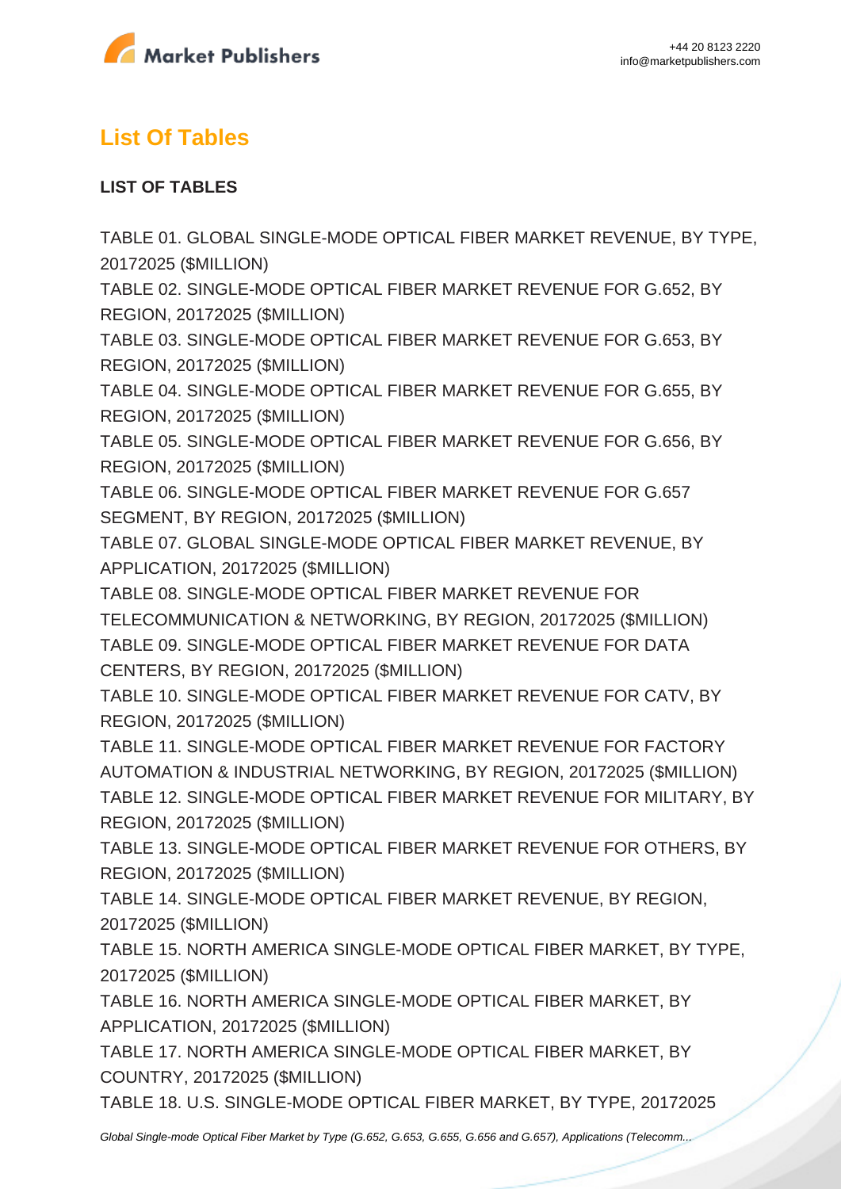## List Of Tables

**LIST OF TABLES**

TABLE 01. GLOBAL SINGLE-MODE OPTICAL FIBER MARKET REVENUE, BY TYPE, 20172025 ($MILLION)
TABLE 02. SINGLE-MODE OPTICAL FIBER MARKET REVENUE FOR G.652, BY REGION, 20172025 ($MILLION)
TABLE 03. SINGLE-MODE OPTICAL FIBER MARKET REVENUE FOR G.653, BY REGION, 20172025 ($MILLION)
TABLE 04. SINGLE-MODE OPTICAL FIBER MARKET REVENUE FOR G.655, BY REGION, 20172025 ($MILLION)
TABLE 05. SINGLE-MODE OPTICAL FIBER MARKET REVENUE FOR G.656, BY REGION, 20172025 ($MILLION)
TABLE 06. SINGLE-MODE OPTICAL FIBER MARKET REVENUE FOR G.657 SEGMENT, BY REGION, 20172025 ($MILLION)
TABLE 07. GLOBAL SINGLE-MODE OPTICAL FIBER MARKET REVENUE, BY APPLICATION, 20172025 ($MILLION)
TABLE 08. SINGLE-MODE OPTICAL FIBER MARKET REVENUE FOR TELECOMMUNICATION & NETWORKING, BY REGION, 20172025 ($MILLION)
TABLE 09. SINGLE-MODE OPTICAL FIBER MARKET REVENUE FOR DATA CENTERS, BY REGION, 20172025 ($MILLION)
TABLE 10. SINGLE-MODE OPTICAL FIBER MARKET REVENUE FOR CATV, BY REGION, 20172025 ($MILLION)
TABLE 11. SINGLE-MODE OPTICAL FIBER MARKET REVENUE FOR FACTORY AUTOMATION & INDUSTRIAL NETWORKING, BY REGION, 20172025 ($MILLION)
TABLE 12. SINGLE-MODE OPTICAL FIBER MARKET REVENUE FOR MILITARY, BY REGION, 20172025 ($MILLION)
TABLE 13. SINGLE-MODE OPTICAL FIBER MARKET REVENUE FOR OTHERS, BY REGION, 20172025 ($MILLION)
TABLE 14. SINGLE-MODE OPTICAL FIBER MARKET REVENUE, BY REGION, 20172025 ($MILLION)
TABLE 15. NORTH AMERICA SINGLE-MODE OPTICAL FIBER MARKET, BY TYPE, 20172025 ($MILLION)
TABLE 16. NORTH AMERICA SINGLE-MODE OPTICAL FIBER MARKET, BY APPLICATION, 20172025 ($MILLION)
TABLE 17. NORTH AMERICA SINGLE-MODE OPTICAL FIBER MARKET, BY COUNTRY, 20172025 ($MILLION)
TABLE 18. U.S. SINGLE-MODE OPTICAL FIBER MARKET, BY TYPE, 20172025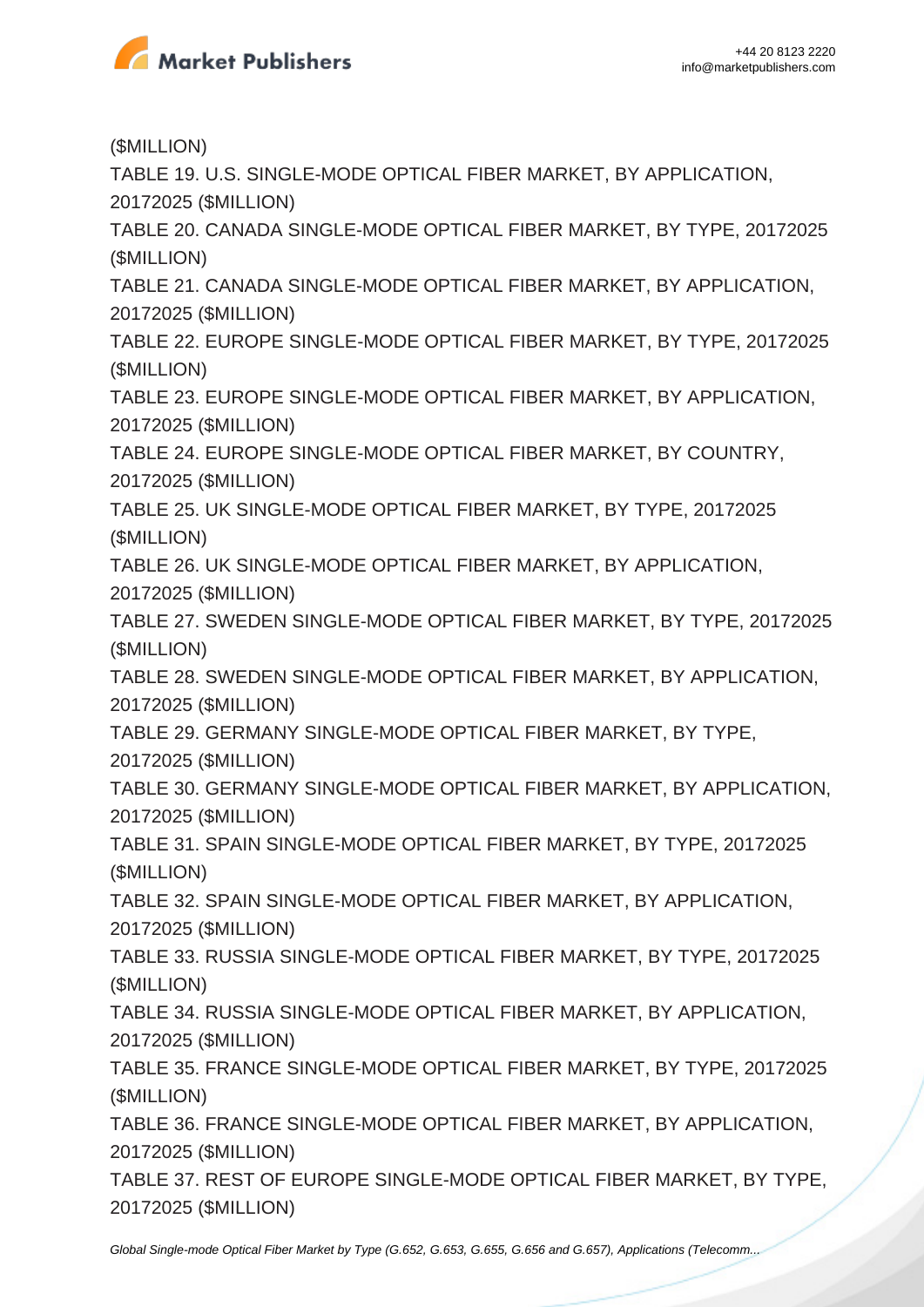($MILLION)

TABLE 19. U.S. SINGLE-MODE OPTICAL FIBER MARKET, BY APPLICATION, 20172025 ($MILLION)

TABLE 20. CANADA SINGLE-MODE OPTICAL FIBER MARKET, BY TYPE, 20172025 ($MILLION)

TABLE 21. CANADA SINGLE-MODE OPTICAL FIBER MARKET, BY APPLICATION, 20172025 ($MILLION)

TABLE 22. EUROPE SINGLE-MODE OPTICAL FIBER MARKET, BY TYPE, 20172025 ($MILLION)

TABLE 23. EUROPE SINGLE-MODE OPTICAL FIBER MARKET, BY APPLICATION, 20172025 ($MILLION)

TABLE 24. EUROPE SINGLE-MODE OPTICAL FIBER MARKET, BY COUNTRY, 20172025 ($MILLION)

TABLE 25. UK SINGLE-MODE OPTICAL FIBER MARKET, BY TYPE, 20172025 ($MILLION)

TABLE 26. UK SINGLE-MODE OPTICAL FIBER MARKET, BY APPLICATION, 20172025 ($MILLION)

TABLE 27. SWEDEN SINGLE-MODE OPTICAL FIBER MARKET, BY TYPE, 20172025 ($MILLION)

TABLE 28. SWEDEN SINGLE-MODE OPTICAL FIBER MARKET, BY APPLICATION, 20172025 ($MILLION)

TABLE 29. GERMANY SINGLE-MODE OPTICAL FIBER MARKET, BY TYPE, 20172025 ($MILLION)

TABLE 30. GERMANY SINGLE-MODE OPTICAL FIBER MARKET, BY APPLICATION, 20172025 ($MILLION)

TABLE 31. SPAIN SINGLE-MODE OPTICAL FIBER MARKET, BY TYPE, 20172025 ($MILLION)

TABLE 32. SPAIN SINGLE-MODE OPTICAL FIBER MARKET, BY APPLICATION, 20172025 ($MILLION)

TABLE 33. RUSSIA SINGLE-MODE OPTICAL FIBER MARKET, BY TYPE, 20172025 ($MILLION)

TABLE 34. RUSSIA SINGLE-MODE OPTICAL FIBER MARKET, BY APPLICATION, 20172025 ($MILLION)

TABLE 35. FRANCE SINGLE-MODE OPTICAL FIBER MARKET, BY TYPE, 20172025 ($MILLION)

TABLE 36. FRANCE SINGLE-MODE OPTICAL FIBER MARKET, BY APPLICATION, 20172025 ($MILLION)

TABLE 37. REST OF EUROPE SINGLE-MODE OPTICAL FIBER MARKET, BY TYPE, 20172025 ($MILLION)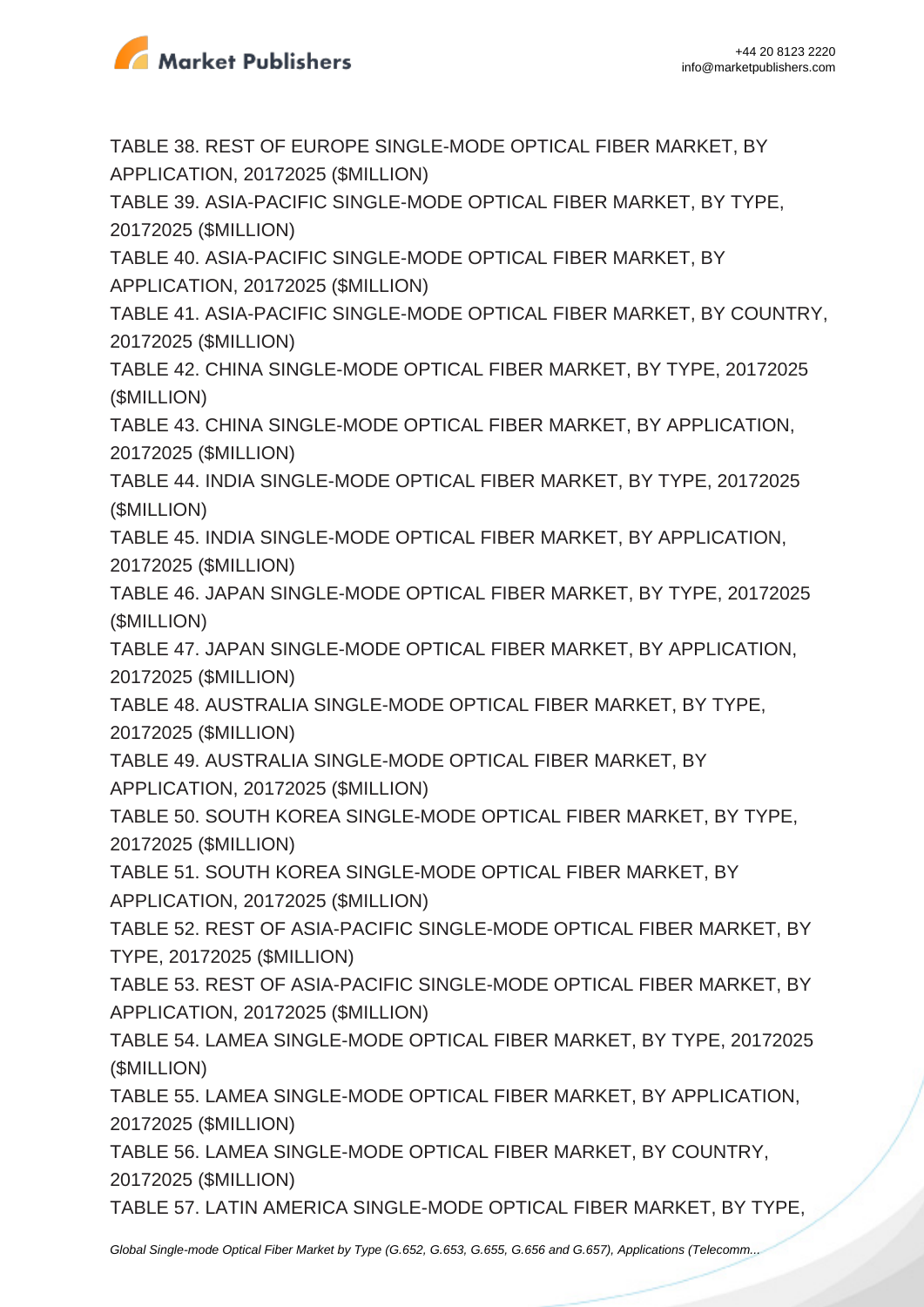TABLE 38. REST OF EUROPE SINGLE-MODE OPTICAL FIBER MARKET, BY APPLICATION, 20172025 ($MILLION)
TABLE 39. ASIA-PACIFIC SINGLE-MODE OPTICAL FIBER MARKET, BY TYPE, 20172025 ($MILLION)
TABLE 40. ASIA-PACIFIC SINGLE-MODE OPTICAL FIBER MARKET, BY APPLICATION, 20172025 ($MILLION)
TABLE 41. ASIA-PACIFIC SINGLE-MODE OPTICAL FIBER MARKET, BY COUNTRY, 20172025 ($MILLION)
TABLE 42. CHINA SINGLE-MODE OPTICAL FIBER MARKET, BY TYPE, 20172025 ($MILLION)
TABLE 43. CHINA SINGLE-MODE OPTICAL FIBER MARKET, BY APPLICATION, 20172025 ($MILLION)
TABLE 44. INDIA SINGLE-MODE OPTICAL FIBER MARKET, BY TYPE, 20172025 ($MILLION)
TABLE 45. INDIA SINGLE-MODE OPTICAL FIBER MARKET, BY APPLICATION, 20172025 ($MILLION)
TABLE 46. JAPAN SINGLE-MODE OPTICAL FIBER MARKET, BY TYPE, 20172025 ($MILLION)
TABLE 47. JAPAN SINGLE-MODE OPTICAL FIBER MARKET, BY APPLICATION, 20172025 ($MILLION)
TABLE 48. AUSTRALIA SINGLE-MODE OPTICAL FIBER MARKET, BY TYPE, 20172025 ($MILLION)
TABLE 49. AUSTRALIA SINGLE-MODE OPTICAL FIBER MARKET, BY APPLICATION, 20172025 ($MILLION)
TABLE 50. SOUTH KOREA SINGLE-MODE OPTICAL FIBER MARKET, BY TYPE, 20172025 ($MILLION)
TABLE 51. SOUTH KOREA SINGLE-MODE OPTICAL FIBER MARKET, BY APPLICATION, 20172025 ($MILLION)
TABLE 52. REST OF ASIA-PACIFIC SINGLE-MODE OPTICAL FIBER MARKET, BY TYPE, 20172025 ($MILLION)
TABLE 53. REST OF ASIA-PACIFIC SINGLE-MODE OPTICAL FIBER MARKET, BY APPLICATION, 20172025 ($MILLION)
TABLE 54. LAMEA SINGLE-MODE OPTICAL FIBER MARKET, BY TYPE, 20172025 ($MILLION)
TABLE 55. LAMEA SINGLE-MODE OPTICAL FIBER MARKET, BY APPLICATION, 20172025 ($MILLION)
TABLE 56. LAMEA SINGLE-MODE OPTICAL FIBER MARKET, BY COUNTRY, 20172025 ($MILLION)
TABLE 57. LATIN AMERICA SINGLE-MODE OPTICAL FIBER MARKET, BY TYPE,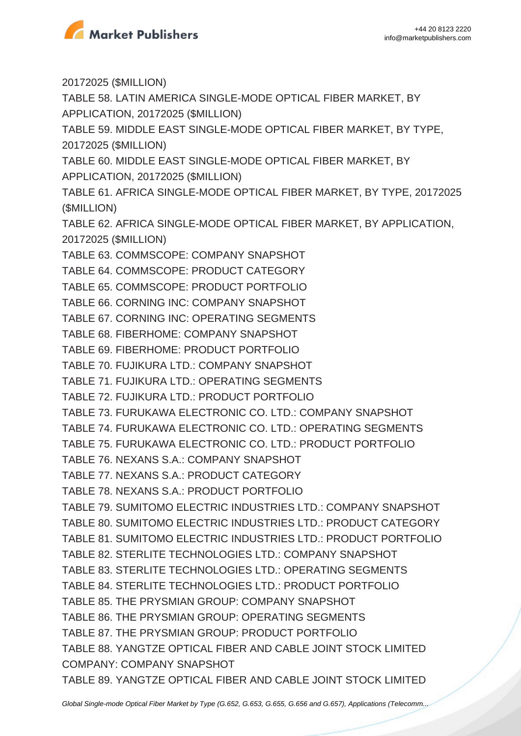20172025 ($MILLION)

TABLE 58. LATIN AMERICA SINGLE-MODE OPTICAL FIBER MARKET, BY APPLICATION, 20172025 ($MILLION)

TABLE 59. MIDDLE EAST SINGLE-MODE OPTICAL FIBER MARKET, BY TYPE, 20172025 ($MILLION)

TABLE 60. MIDDLE EAST SINGLE-MODE OPTICAL FIBER MARKET, BY APPLICATION, 20172025 ($MILLION)

TABLE 61. AFRICA SINGLE-MODE OPTICAL FIBER MARKET, BY TYPE, 20172025 ($MILLION)

TABLE 62. AFRICA SINGLE-MODE OPTICAL FIBER MARKET, BY APPLICATION, 20172025 ($MILLION)

TABLE 63. COMMSCOPE: COMPANY SNAPSHOT

TABLE 64. COMMSCOPE: PRODUCT CATEGORY

TABLE 65. COMMSCOPE: PRODUCT PORTFOLIO

TABLE 66. CORNING INC: COMPANY SNAPSHOT

TABLE 67. CORNING INC: OPERATING SEGMENTS

TABLE 68. FIBERHOME: COMPANY SNAPSHOT

TABLE 69. FIBERHOME: PRODUCT PORTFOLIO

TABLE 70. FUJIKURA LTD.: COMPANY SNAPSHOT

TABLE 71. FUJIKURA LTD.: OPERATING SEGMENTS

TABLE 72. FUJIKURA LTD.: PRODUCT PORTFOLIO

TABLE 73. FURUKAWA ELECTRONIC CO. LTD.: COMPANY SNAPSHOT

TABLE 74. FURUKAWA ELECTRONIC CO. LTD.: OPERATING SEGMENTS

TABLE 75. FURUKAWA ELECTRONIC CO. LTD.: PRODUCT PORTFOLIO

TABLE 76. NEXANS S.A.: COMPANY SNAPSHOT

TABLE 77. NEXANS S.A.: PRODUCT CATEGORY

TABLE 78. NEXANS S.A.: PRODUCT PORTFOLIO

TABLE 79. SUMITOMO ELECTRIC INDUSTRIES LTD.: COMPANY SNAPSHOT

TABLE 80. SUMITOMO ELECTRIC INDUSTRIES LTD.: PRODUCT CATEGORY

TABLE 81. SUMITOMO ELECTRIC INDUSTRIES LTD.: PRODUCT PORTFOLIO

TABLE 82. STERLITE TECHNOLOGIES LTD.: COMPANY SNAPSHOT

TABLE 83. STERLITE TECHNOLOGIES LTD.: OPERATING SEGMENTS

TABLE 84. STERLITE TECHNOLOGIES LTD.: PRODUCT PORTFOLIO

TABLE 85. THE PRYSMIAN GROUP: COMPANY SNAPSHOT

TABLE 86. THE PRYSMIAN GROUP: OPERATING SEGMENTS

TABLE 87. THE PRYSMIAN GROUP: PRODUCT PORTFOLIO

TABLE 88. YANGTZE OPTICAL FIBER AND CABLE JOINT STOCK LIMITED COMPANY: COMPANY SNAPSHOT

TABLE 89. YANGTZE OPTICAL FIBER AND CABLE JOINT STOCK LIMITED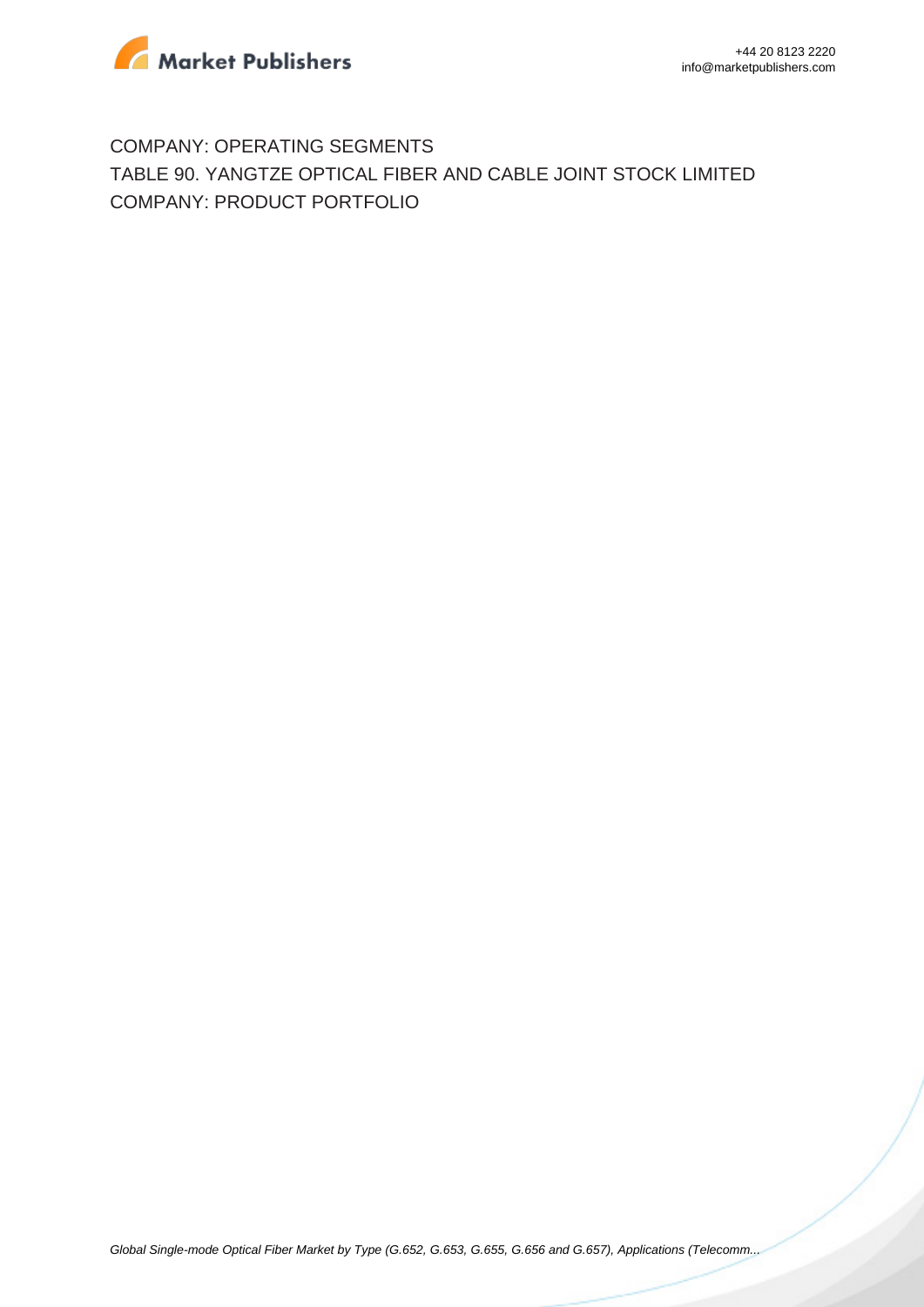COMPANY: OPERATING SEGMENTS

TABLE 90. YANGTZE OPTICAL FIBER AND CABLE JOINT STOCK LIMITED COMPANY: PRODUCT PORTFOLIO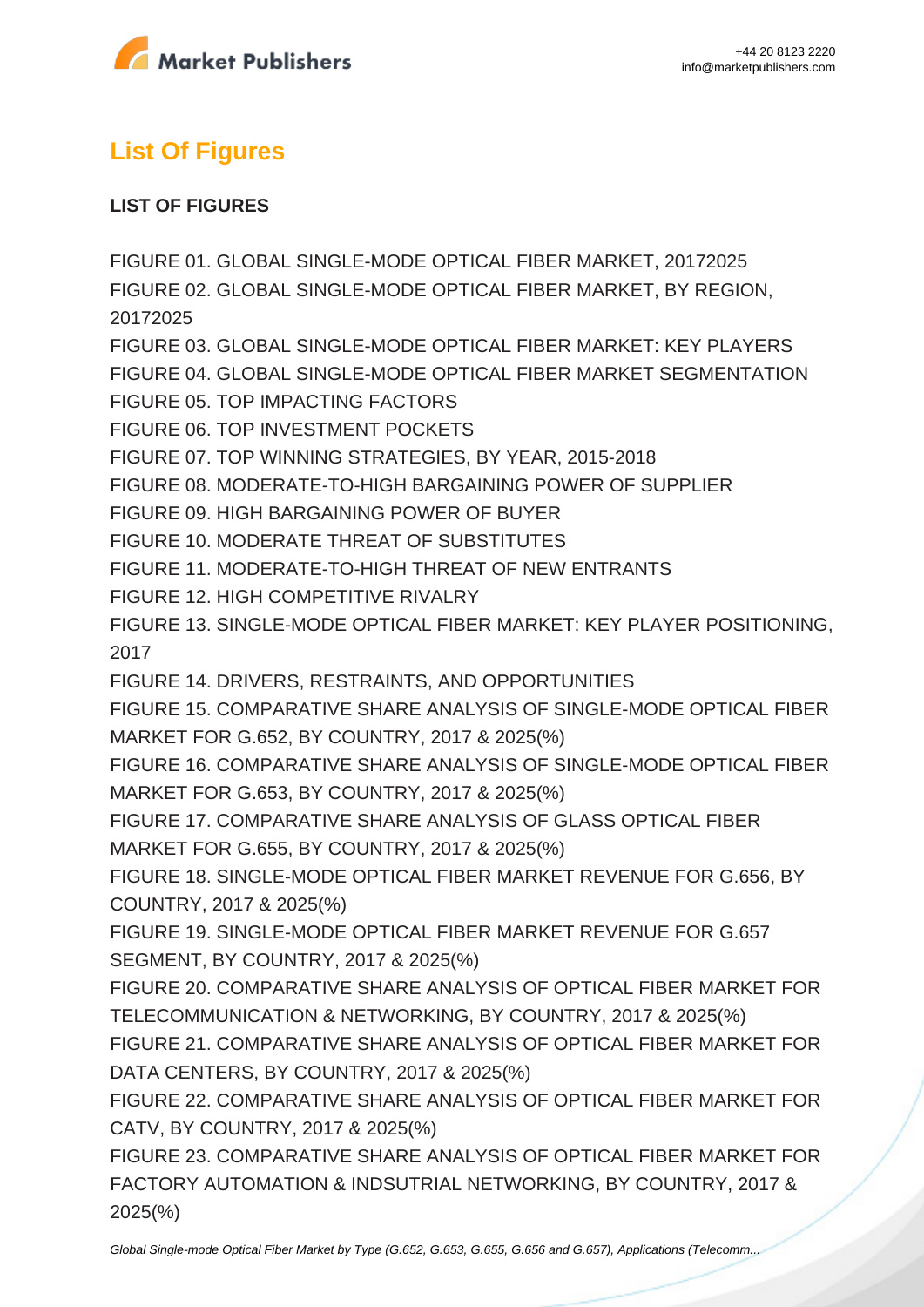## List Of Figures

**LIST OF FIGURES**

FIGURE 01. GLOBAL SINGLE-MODE OPTICAL FIBER MARKET, 20172025
FIGURE 02. GLOBAL SINGLE-MODE OPTICAL FIBER MARKET, BY REGION, 20172025
FIGURE 03. GLOBAL SINGLE-MODE OPTICAL FIBER MARKET: KEY PLAYERS
FIGURE 04. GLOBAL SINGLE-MODE OPTICAL FIBER MARKET SEGMENTATION
FIGURE 05. TOP IMPACTING FACTORS
FIGURE 06. TOP INVESTMENT POCKETS
FIGURE 07. TOP WINNING STRATEGIES, BY YEAR, 2015-2018
FIGURE 08. MODERATE-TO-HIGH BARGAINING POWER OF SUPPLIER
FIGURE 09. HIGH BARGAINING POWER OF BUYER
FIGURE 10. MODERATE THREAT OF SUBSTITUTES
FIGURE 11. MODERATE-TO-HIGH THREAT OF NEW ENTRANTS
FIGURE 12. HIGH COMPETITIVE RIVALRY
FIGURE 13. SINGLE-MODE OPTICAL FIBER MARKET: KEY PLAYER POSITIONING, 2017
FIGURE 14. DRIVERS, RESTRAINTS, AND OPPORTUNITIES
FIGURE 15. COMPARATIVE SHARE ANALYSIS OF SINGLE-MODE OPTICAL FIBER MARKET FOR G.652, BY COUNTRY, 2017 & 2025(%)
FIGURE 16. COMPARATIVE SHARE ANALYSIS OF SINGLE-MODE OPTICAL FIBER MARKET FOR G.653, BY COUNTRY, 2017 & 2025(%)
FIGURE 17. COMPARATIVE SHARE ANALYSIS OF GLASS OPTICAL FIBER MARKET FOR G.655, BY COUNTRY, 2017 & 2025(%)
FIGURE 18. SINGLE-MODE OPTICAL FIBER MARKET REVENUE FOR G.656, BY COUNTRY, 2017 & 2025(%)
FIGURE 19. SINGLE-MODE OPTICAL FIBER MARKET REVENUE FOR G.657 SEGMENT, BY COUNTRY, 2017 & 2025(%)
FIGURE 20. COMPARATIVE SHARE ANALYSIS OF OPTICAL FIBER MARKET FOR TELECOMMUNICATION & NETWORKING, BY COUNTRY, 2017 & 2025(%)
FIGURE 21. COMPARATIVE SHARE ANALYSIS OF OPTICAL FIBER MARKET FOR DATA CENTERS, BY COUNTRY, 2017 & 2025(%)
FIGURE 22. COMPARATIVE SHARE ANALYSIS OF OPTICAL FIBER MARKET FOR CATV, BY COUNTRY, 2017 & 2025(%)
FIGURE 23. COMPARATIVE SHARE ANALYSIS OF OPTICAL FIBER MARKET FOR FACTORY AUTOMATION & INDSUTRIAL NETWORKING, BY COUNTRY, 2017 & 2025(%)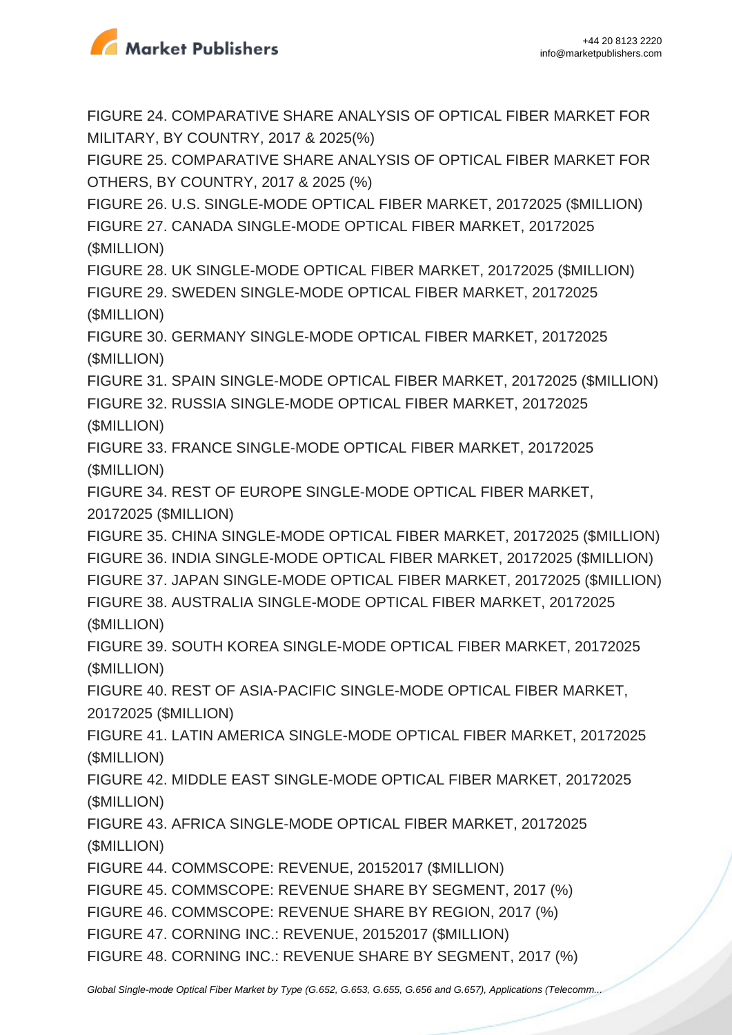FIGURE 24. COMPARATIVE SHARE ANALYSIS OF OPTICAL FIBER MARKET FOR MILITARY, BY COUNTRY, 2017 & 2025(%)

FIGURE 25. COMPARATIVE SHARE ANALYSIS OF OPTICAL FIBER MARKET FOR OTHERS, BY COUNTRY, 2017 & 2025 (%)

FIGURE 26. U.S. SINGLE-MODE OPTICAL FIBER MARKET, 20172025 ($MILLION)

FIGURE 27. CANADA SINGLE-MODE OPTICAL FIBER MARKET, 20172025 ($MILLION)

FIGURE 28. UK SINGLE-MODE OPTICAL FIBER MARKET, 20172025 ($MILLION)

FIGURE 29. SWEDEN SINGLE-MODE OPTICAL FIBER MARKET, 20172025 ($MILLION)

FIGURE 30. GERMANY SINGLE-MODE OPTICAL FIBER MARKET, 20172025 ($MILLION)

FIGURE 31. SPAIN SINGLE-MODE OPTICAL FIBER MARKET, 20172025 ($MILLION)

FIGURE 32. RUSSIA SINGLE-MODE OPTICAL FIBER MARKET, 20172025 ($MILLION)

FIGURE 33. FRANCE SINGLE-MODE OPTICAL FIBER MARKET, 20172025 ($MILLION)

FIGURE 34. REST OF EUROPE SINGLE-MODE OPTICAL FIBER MARKET, 20172025 ($MILLION)

FIGURE 35. CHINA SINGLE-MODE OPTICAL FIBER MARKET, 20172025 ($MILLION)

FIGURE 36. INDIA SINGLE-MODE OPTICAL FIBER MARKET, 20172025 ($MILLION)

FIGURE 37. JAPAN SINGLE-MODE OPTICAL FIBER MARKET, 20172025 ($MILLION)

FIGURE 38. AUSTRALIA SINGLE-MODE OPTICAL FIBER MARKET, 20172025 ($MILLION)

FIGURE 39. SOUTH KOREA SINGLE-MODE OPTICAL FIBER MARKET, 20172025 ($MILLION)

FIGURE 40. REST OF ASIA-PACIFIC SINGLE-MODE OPTICAL FIBER MARKET, 20172025 ($MILLION)

FIGURE 41. LATIN AMERICA SINGLE-MODE OPTICAL FIBER MARKET, 20172025 ($MILLION)

FIGURE 42. MIDDLE EAST SINGLE-MODE OPTICAL FIBER MARKET, 20172025 ($MILLION)

FIGURE 43. AFRICA SINGLE-MODE OPTICAL FIBER MARKET, 20172025 ($MILLION)

FIGURE 44. COMMSCOPE: REVENUE, 20152017 ($MILLION)

FIGURE 45. COMMSCOPE: REVENUE SHARE BY SEGMENT, 2017 (%)

FIGURE 46. COMMSCOPE: REVENUE SHARE BY REGION, 2017 (%)

FIGURE 47. CORNING INC.: REVENUE, 20152017 ($MILLION)

FIGURE 48. CORNING INC.: REVENUE SHARE BY SEGMENT, 2017 (%)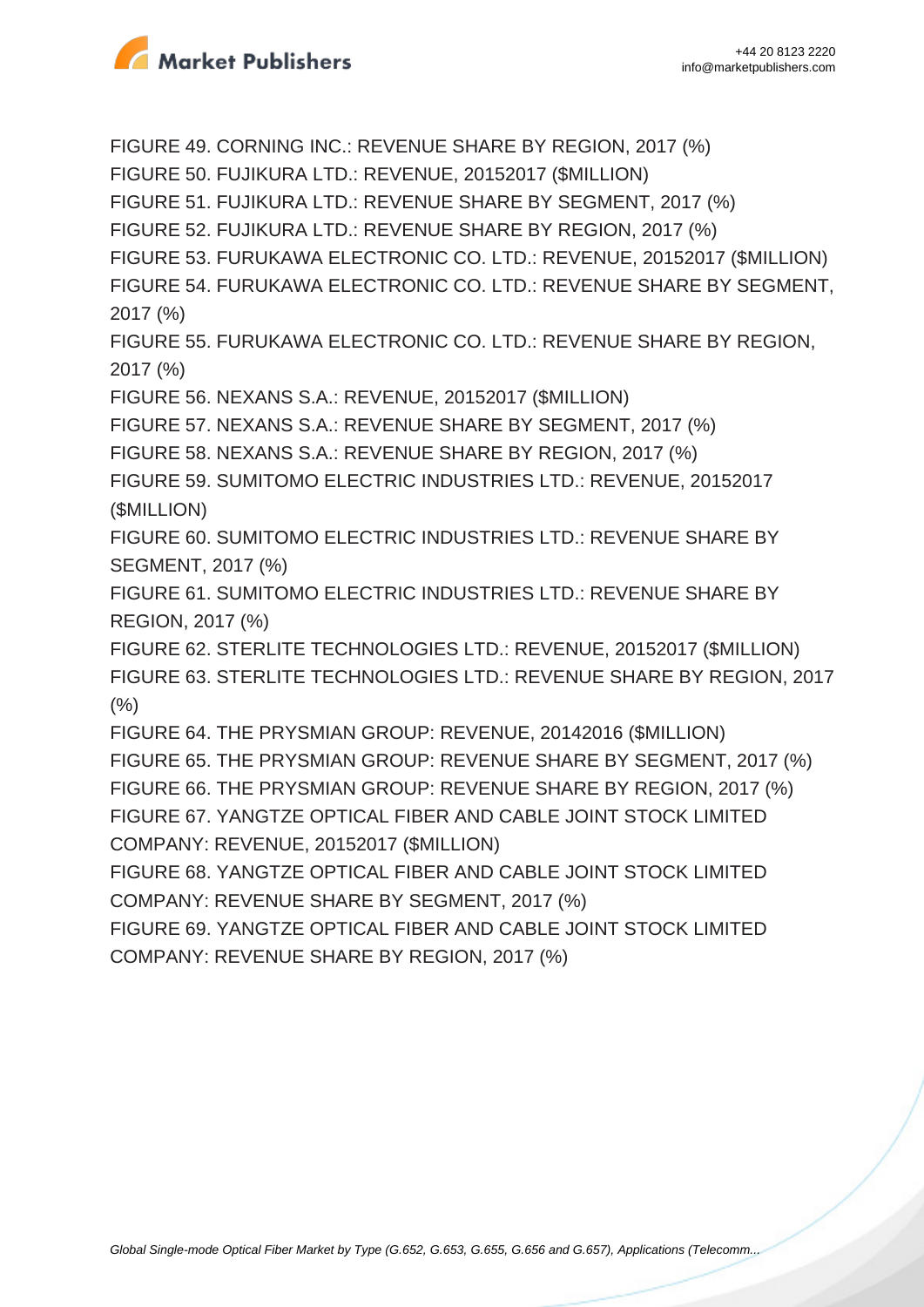FIGURE 49. CORNING INC.: REVENUE SHARE BY REGION, 2017 (%)
FIGURE 50. FUJIKURA LTD.: REVENUE, 20152017 ($MILLION)
FIGURE 51. FUJIKURA LTD.: REVENUE SHARE BY SEGMENT, 2017 (%)
FIGURE 52. FUJIKURA LTD.: REVENUE SHARE BY REGION, 2017 (%)
FIGURE 53. FURUKAWA ELECTRONIC CO. LTD.: REVENUE, 20152017 ($MILLION)
FIGURE 54. FURUKAWA ELECTRONIC CO. LTD.: REVENUE SHARE BY SEGMENT, 2017 (%)
FIGURE 55. FURUKAWA ELECTRONIC CO. LTD.: REVENUE SHARE BY REGION, 2017 (%)
FIGURE 56. NEXANS S.A.: REVENUE, 20152017 ($MILLION)
FIGURE 57. NEXANS S.A.: REVENUE SHARE BY SEGMENT, 2017 (%)
FIGURE 58. NEXANS S.A.: REVENUE SHARE BY REGION, 2017 (%)
FIGURE 59. SUMITOMO ELECTRIC INDUSTRIES LTD.: REVENUE, 20152017 ($MILLION)
FIGURE 60. SUMITOMO ELECTRIC INDUSTRIES LTD.: REVENUE SHARE BY SEGMENT, 2017 (%)
FIGURE 61. SUMITOMO ELECTRIC INDUSTRIES LTD.: REVENUE SHARE BY REGION, 2017 (%)
FIGURE 62. STERLITE TECHNOLOGIES LTD.: REVENUE, 20152017 ($MILLION)
FIGURE 63. STERLITE TECHNOLOGIES LTD.: REVENUE SHARE BY REGION, 2017 (%)
FIGURE 64. THE PRYSMIAN GROUP: REVENUE, 20142016 ($MILLION)
FIGURE 65. THE PRYSMIAN GROUP: REVENUE SHARE BY SEGMENT, 2017 (%)
FIGURE 66. THE PRYSMIAN GROUP: REVENUE SHARE BY REGION, 2017 (%)
FIGURE 67. YANGTZE OPTICAL FIBER AND CABLE JOINT STOCK LIMITED COMPANY: REVENUE, 20152017 ($MILLION)
FIGURE 68. YANGTZE OPTICAL FIBER AND CABLE JOINT STOCK LIMITED COMPANY: REVENUE SHARE BY SEGMENT, 2017 (%)
FIGURE 69. YANGTZE OPTICAL FIBER AND CABLE JOINT STOCK LIMITED COMPANY: REVENUE SHARE BY REGION, 2017 (%)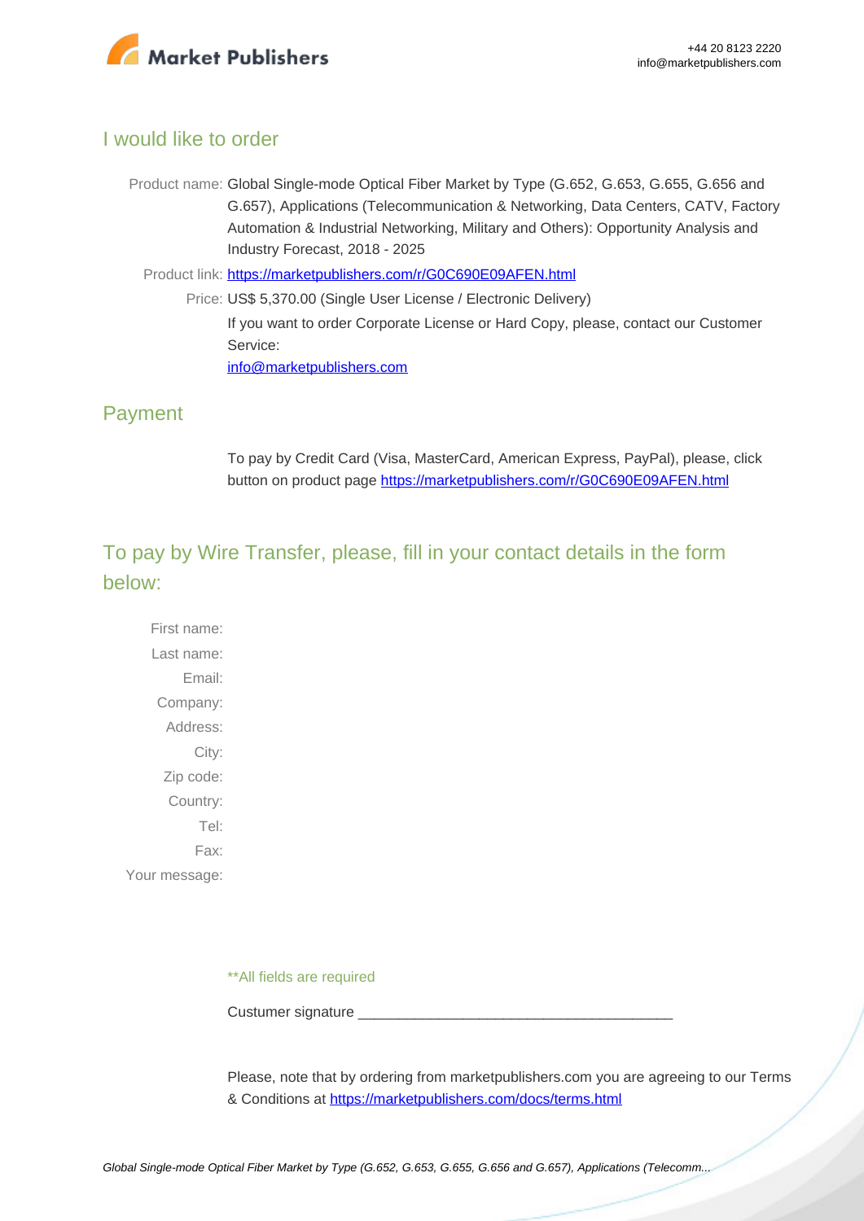## I would like to order

Product name: Global Single-mode Optical Fiber Market by Type (G.652, G.653, G.655, G.656 and G.657), Applications (Telecommunication & Networking, Data Centers, CATV, Factory Automation & Industrial Networking, Military and Others): Opportunity Analysis and Industry Forecast, 2018 - 2025

Product link: https://marketpublishers.com/r/G0C690E09AFEN.html

Price: US$ 5,370.00 (Single User License / Electronic Delivery)

If you want to order Corporate License or Hard Copy, please, contact our Customer Service:

info@marketpublishers.com

## Payment

To pay by Credit Card (Visa, MasterCard, American Express, PayPal), please, click button on product page https://marketpublishers.com/r/G0C690E09AFEN.html

## To pay by Wire Transfer, please, fill in your contact details in the form below:

First name:

Last name:

Email:

Company:

Address:

City:

Zip code:

Country:

Tel:

Fax:

Your message:

**All fields are required

Custumer signature _______________________________________

Please, note that by ordering from marketpublishers.com you are agreeing to our Terms & Conditions at https://marketpublishers.com/docs/terms.html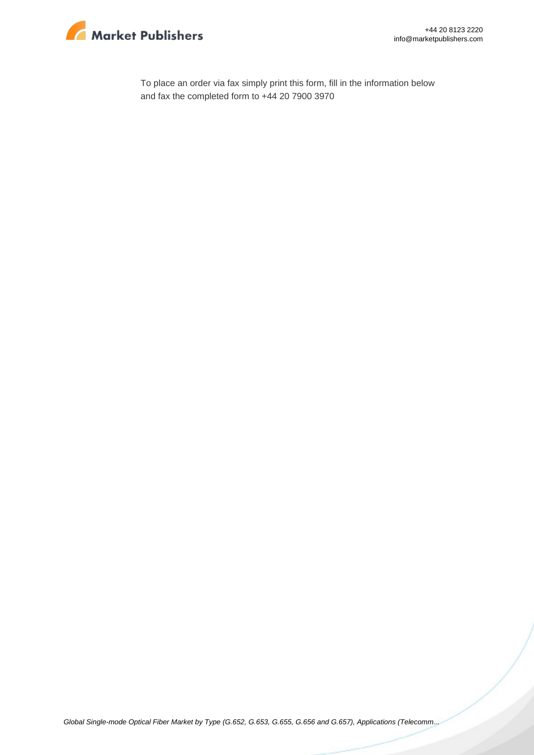To place an order via fax simply print this form, fill in the information below and fax the completed form to +44 20 7900 3970